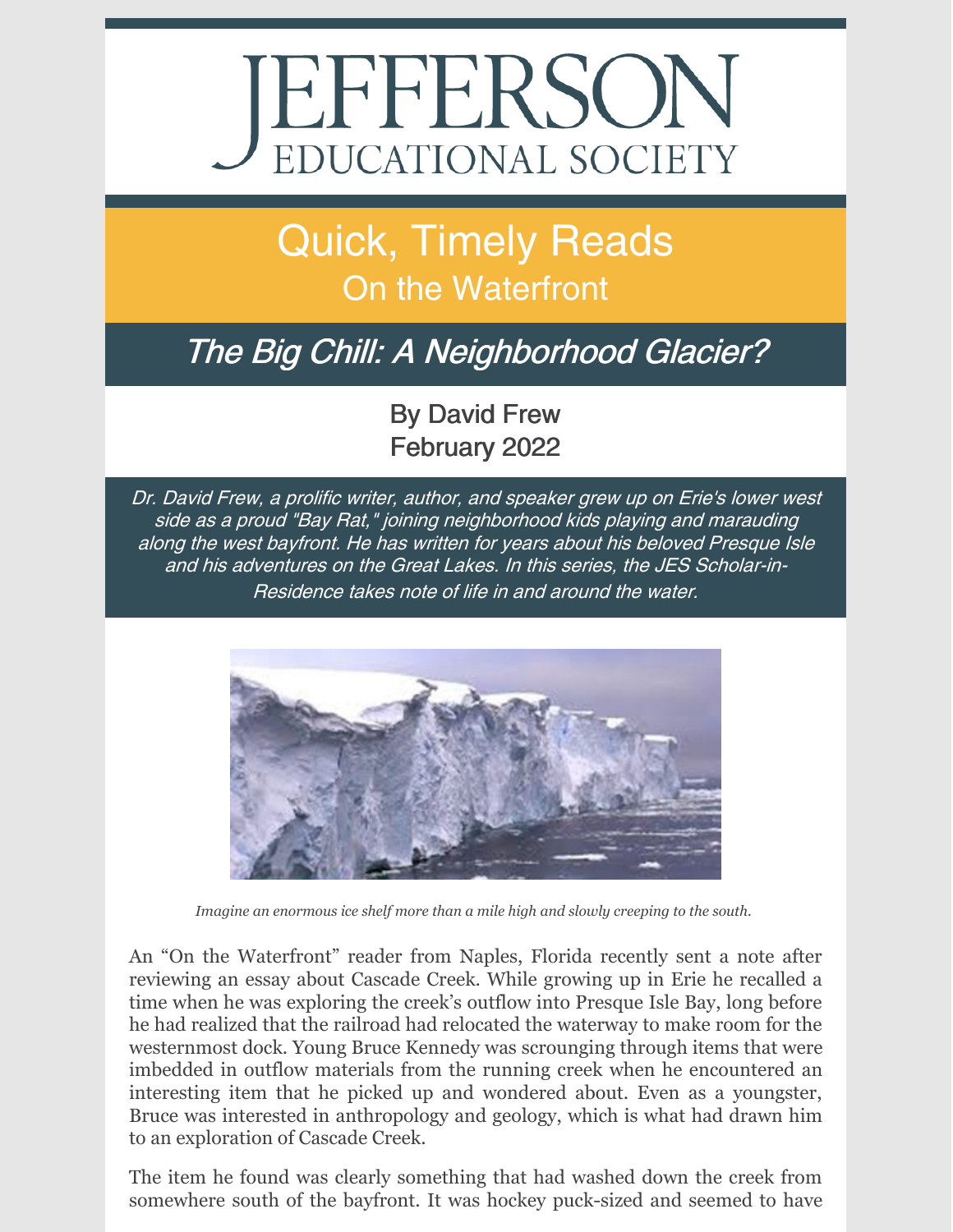# JEFFERSON EDUCATIONAL SOCIETY

## Quick, Timely Reads
### On the Waterfront

## *The Big Chill: A Neighborhood Glacier?*

By David Frew
February 2022

*Dr. David Frew, a prolific writer, author, and speaker grew up on Erie's lower west side as a proud "Bay Rat," joining neighborhood kids playing and marauding along the west bayfront. He has written for years about his beloved Presque Isle and his adventures on the Great Lakes. In this series, the JES Scholar-in-Residence takes note of life in and around the water.*

*Imagine an enormous ice shelf more than a mile high and slowly creeping to the south.*

An "On the Waterfront" reader from Naples, Florida recently sent a note after reviewing an essay about Cascade Creek. While growing up in Erie he recalled a time when he was exploring the creek's outflow into Presque Isle Bay, long before he had realized that the railroad had relocated the waterway to make room for the westernmost dock. Young Bruce Kennedy was scrounging through items that were imbedded in outflow materials from the running creek when he encountered an interesting item that he picked up and wondered about. Even as a youngster, Bruce was interested in anthropology and geology, which is what had drawn him to an exploration of Cascade Creek.

The item he found was clearly something that had washed down the creek from somewhere south of the bayfront. It was hockey puck-sized and seemed to have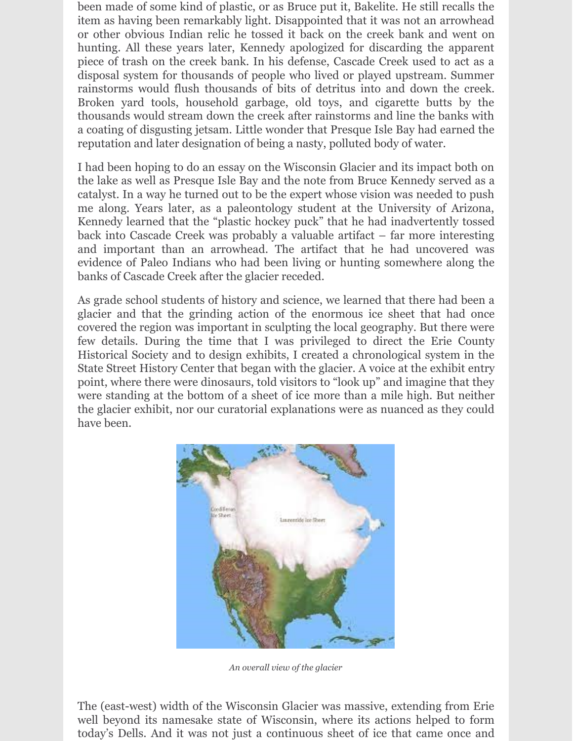been made of some kind of plastic, or as Bruce put it, Bakelite. He still recalls the item as having been remarkably light. Disappointed that it was not an arrowhead or other obvious Indian relic he tossed it back on the creek bank and went on hunting. All these years later, Kennedy apologized for discarding the apparent piece of trash on the creek bank. In his defense, Cascade Creek used to act as a disposal system for thousands of people who lived or played upstream. Summer rainstorms would flush thousands of bits of detritus into and down the creek. Broken yard tools, household garbage, old toys, and cigarette butts by the thousands would stream down the creek after rainstorms and line the banks with a coating of disgusting jetsam. Little wonder that Presque Isle Bay had earned the reputation and later designation of being a nasty, polluted body of water.

I had been hoping to do an essay on the Wisconsin Glacier and its impact both on the lake as well as Presque Isle Bay and the note from Bruce Kennedy served as a catalyst. In a way he turned out to be the expert whose vision was needed to push me along. Years later, as a paleontology student at the University of Arizona, Kennedy learned that the "plastic hockey puck" that he had inadvertently tossed back into Cascade Creek was probably a valuable artifact – far more interesting and important than an arrowhead. The artifact that he had uncovered was evidence of Paleo Indians who had been living or hunting somewhere along the banks of Cascade Creek after the glacier receded.

As grade school students of history and science, we learned that there had been a glacier and that the grinding action of the enormous ice sheet that had once covered the region was important in sculpting the local geography. But there were few details. During the time that I was privileged to direct the Erie County Historical Society and to design exhibits, I created a chronological system in the State Street History Center that began with the glacier. A voice at the exhibit entry point, where there were dinosaurs, told visitors to "look up" and imagine that they were standing at the bottom of a sheet of ice more than a mile high. But neither the glacier exhibit, nor our curatorial explanations were as nuanced as they could have been.

*An overall view of the glacier*

The (east-west) width of the Wisconsin Glacier was massive, extending from Erie well beyond its namesake state of Wisconsin, where its actions helped to form today's Dells. And it was not just a continuous sheet of ice that came once and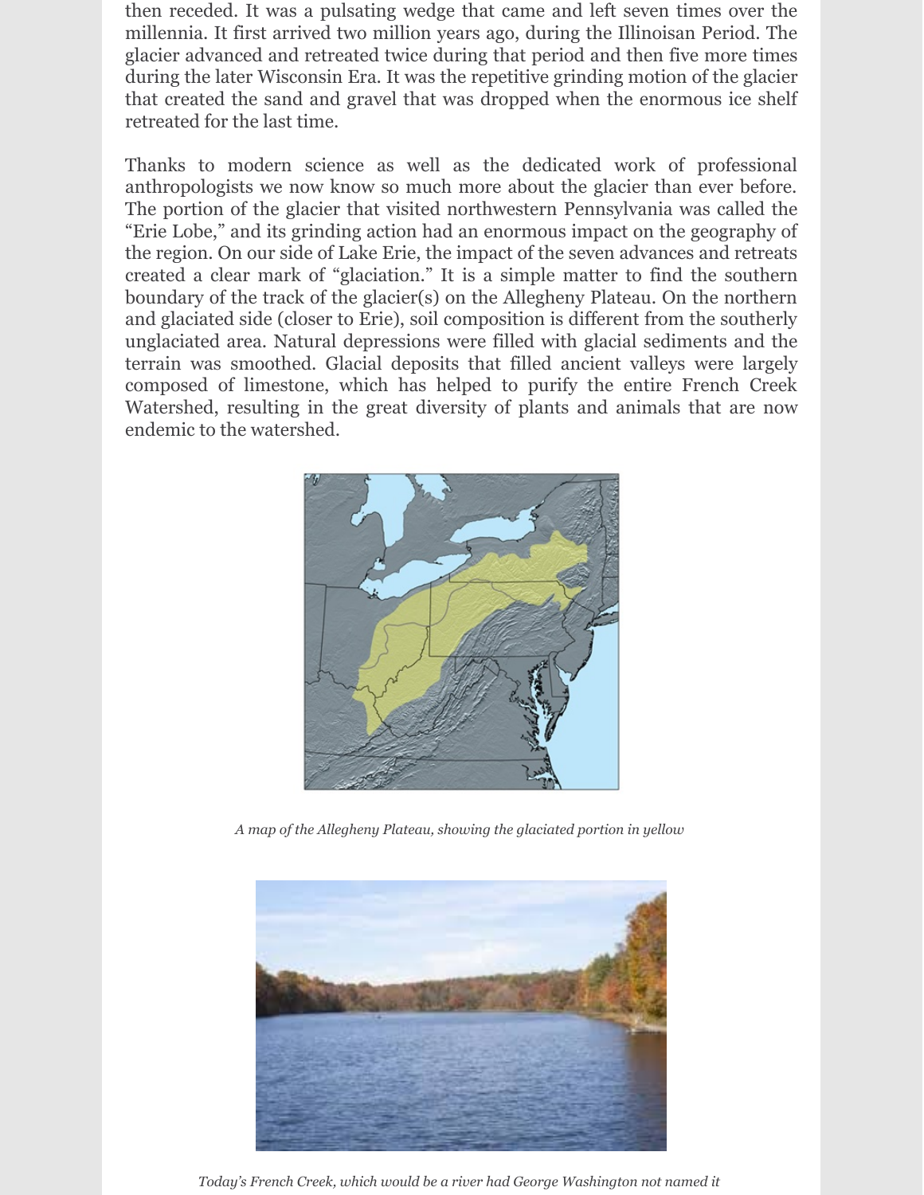then receded. It was a pulsating wedge that came and left seven times over the millennia. It first arrived two million years ago, during the Illinoisan Period. The glacier advanced and retreated twice during that period and then five more times during the later Wisconsin Era. It was the repetitive grinding motion of the glacier that created the sand and gravel that was dropped when the enormous ice shelf retreated for the last time.

Thanks to modern science as well as the dedicated work of professional anthropologists we now know so much more about the glacier than ever before. The portion of the glacier that visited northwestern Pennsylvania was called the "Erie Lobe," and its grinding action had an enormous impact on the geography of the region. On our side of Lake Erie, the impact of the seven advances and retreats created a clear mark of "glaciation." It is a simple matter to find the southern boundary of the track of the glacier(s) on the Allegheny Plateau. On the northern and glaciated side (closer to Erie), soil composition is different from the southerly unglaciated area. Natural depressions were filled with glacial sediments and the terrain was smoothed. Glacial deposits that filled ancient valleys were largely composed of limestone, which has helped to purify the entire French Creek Watershed, resulting in the great diversity of plants and animals that are now endemic to the watershed.

*A map of the Allegheny Plateau, showing the glaciated portion in yellow*

*Today's French Creek, which would be a river had George Washington not named it*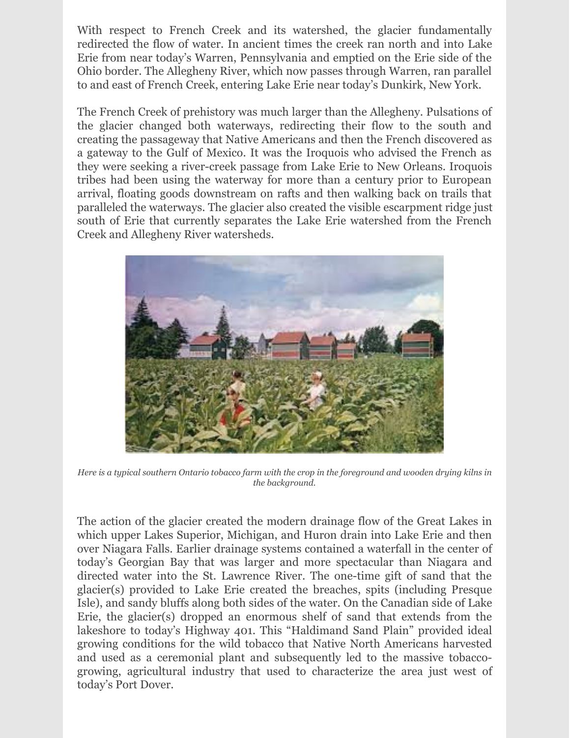With respect to French Creek and its watershed, the glacier fundamentally redirected the flow of water. In ancient times the creek ran north and into Lake Erie from near today's Warren, Pennsylvania and emptied on the Erie side of the Ohio border. The Allegheny River, which now passes through Warren, ran parallel to and east of French Creek, entering Lake Erie near today's Dunkirk, New York.

The French Creek of prehistory was much larger than the Allegheny. Pulsations of the glacier changed both waterways, redirecting their flow to the south and creating the passageway that Native Americans and then the French discovered as a gateway to the Gulf of Mexico. It was the Iroquois who advised the French as they were seeking a river-creek passage from Lake Erie to New Orleans. Iroquois tribes had been using the waterway for more than a century prior to European arrival, floating goods downstream on rafts and then walking back on trails that paralleled the waterways. The glacier also created the visible escarpment ridge just south of Erie that currently separates the Lake Erie watershed from the French Creek and Allegheny River watersheds.

*Here is a typical southern Ontario tobacco farm with the crop in the foreground and wooden drying kilns in the background.*

The action of the glacier created the modern drainage flow of the Great Lakes in which upper Lakes Superior, Michigan, and Huron drain into Lake Erie and then over Niagara Falls. Earlier drainage systems contained a waterfall in the center of today's Georgian Bay that was larger and more spectacular than Niagara and directed water into the St. Lawrence River. The one-time gift of sand that the glacier(s) provided to Lake Erie created the breaches, spits (including Presque Isle), and sandy bluffs along both sides of the water. On the Canadian side of Lake Erie, the glacier(s) dropped an enormous shelf of sand that extends from the lakeshore to today's Highway 401. This "Haldimand Sand Plain" provided ideal growing conditions for the wild tobacco that Native North Americans harvested and used as a ceremonial plant and subsequently led to the massive tobacco-growing, agricultural industry that used to characterize the area just west of today's Port Dover.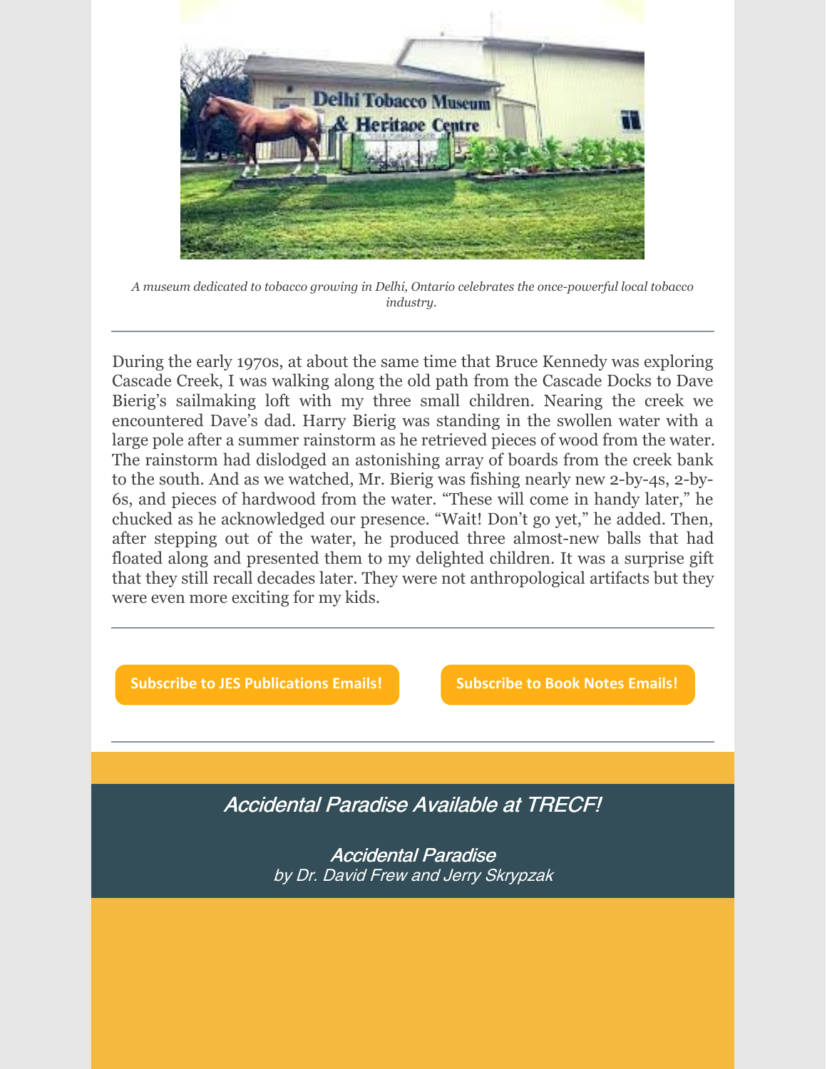*A museum dedicated to tobacco growing in Delhi, Ontario celebrates the once-powerful local tobacco industry.*

---

During the early 1970s, at about the same time that Bruce Kennedy was exploring Cascade Creek, I was walking along the old path from the Cascade Docks to Dave Bierig's sailmaking loft with my three small children. Nearing the creek we encountered Dave's dad. Harry Bierig was standing in the swollen water with a large pole after a summer rainstorm as he retrieved pieces of wood from the water. The rainstorm had dislodged an astonishing array of boards from the creek bank to the south. And as we watched, Mr. Bierig was fishing nearly new 2-by-4s, 2-by-6s, and pieces of hardwood from the water. "These will come in handy later," he chucked as he acknowledged our presence. "Wait! Don't go yet," he added. Then, after stepping out of the water, he produced three almost-new balls that had floated along and presented them to my delighted children. It was a surprise gift that they still recall decades later. They were not anthropological artifacts but they were even more exciting for my kids.

---

**Subscribe to JES Publications Emails!**

**Subscribe to Book Notes Emails!**

---

*Accidental Paradise Available at TRECF!*

*Accidental Paradise*
*by Dr. David Frew and Jerry Skrypzak*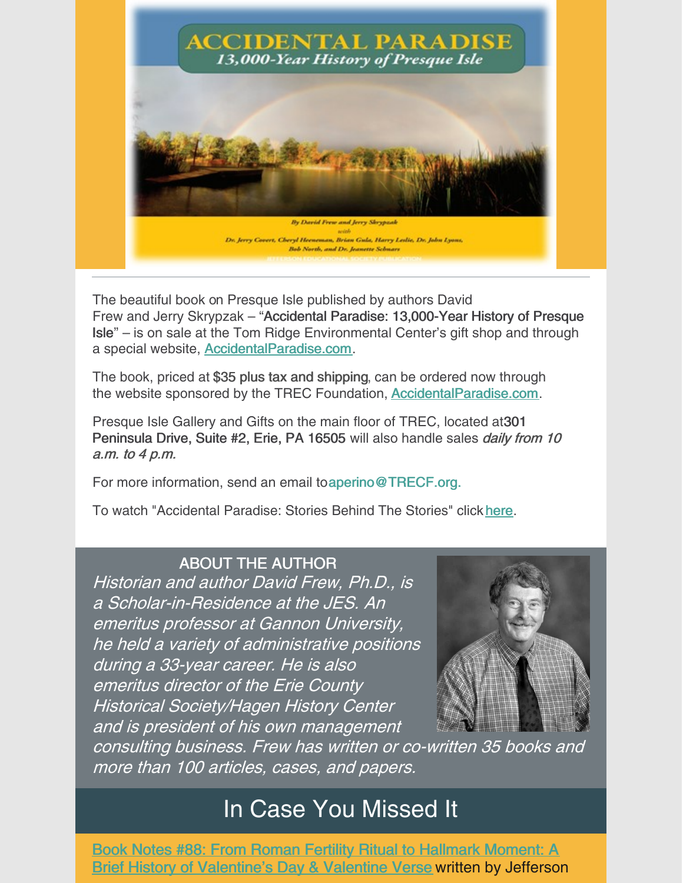The beautiful book on Presque Isle published by authors David Frew and Jerry Skrypzak – "**Accidental Paradise: 13,000-Year History of Presque Isle**" – is on sale at the Tom Ridge Environmental Center's gift shop and through a special website, [AccidentalParadise.com](AccidentalParadise.com).

The book, priced at **$35 plus tax and shipping**, can be ordered now through the website sponsored by the TREC Foundation, [AccidentalParadise.com](AccidentalParadise.com).

Presque Isle Gallery and Gifts on the main floor of TREC, located at **301 Peninsula Drive, Suite #2, Erie, PA 16505** will also handle sales *daily from 10 a.m. to 4 p.m.*

For more information, send an email to aperino@TRECF.org.

To watch "Accidental Paradise: Stories Behind The Stories" click here.

ABOUT THE AUTHOR

*Historian and author David Frew, Ph.D., is a Scholar-in-Residence at the JES. An emeritus professor at Gannon University, he held a variety of administrative positions during a 33-year career. He is also emeritus director of the Erie County Historical Society/Hagen History Center and is president of his own management consulting business. Frew has written or co-written 35 books and more than 100 articles, cases, and papers.*

## In Case You Missed It

Book Notes #88: From Roman Fertility Ritual to Hallmark Moment: A Brief History of Valentine's Day & Valentine Verse written by Jefferson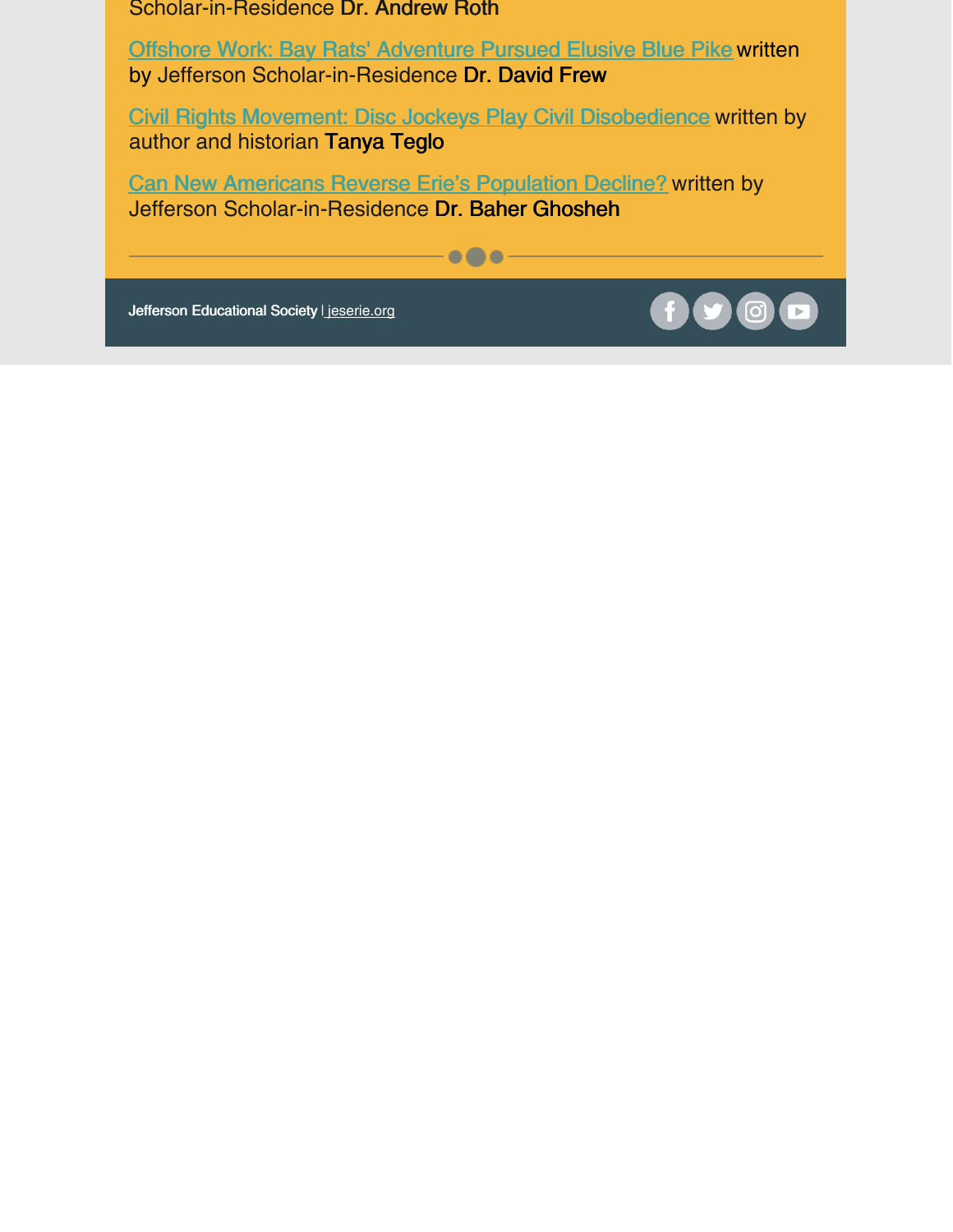Scholar-in-Residence **Dr. Andrew Roth**

Offshore Work: Bay Rats' Adventure Pursued Elusive Blue Pike written by Jefferson Scholar-in-Residence **Dr. David Frew**

Civil Rights Movement: Disc Jockeys Play Civil Disobedience written by author and historian **Tanya Teglo**

Can New Americans Reverse Erie's Population Decline? written by Jefferson Scholar-in-Residence **Dr. Baher Ghosheh**

Jefferson Educational Society | jeserie.org